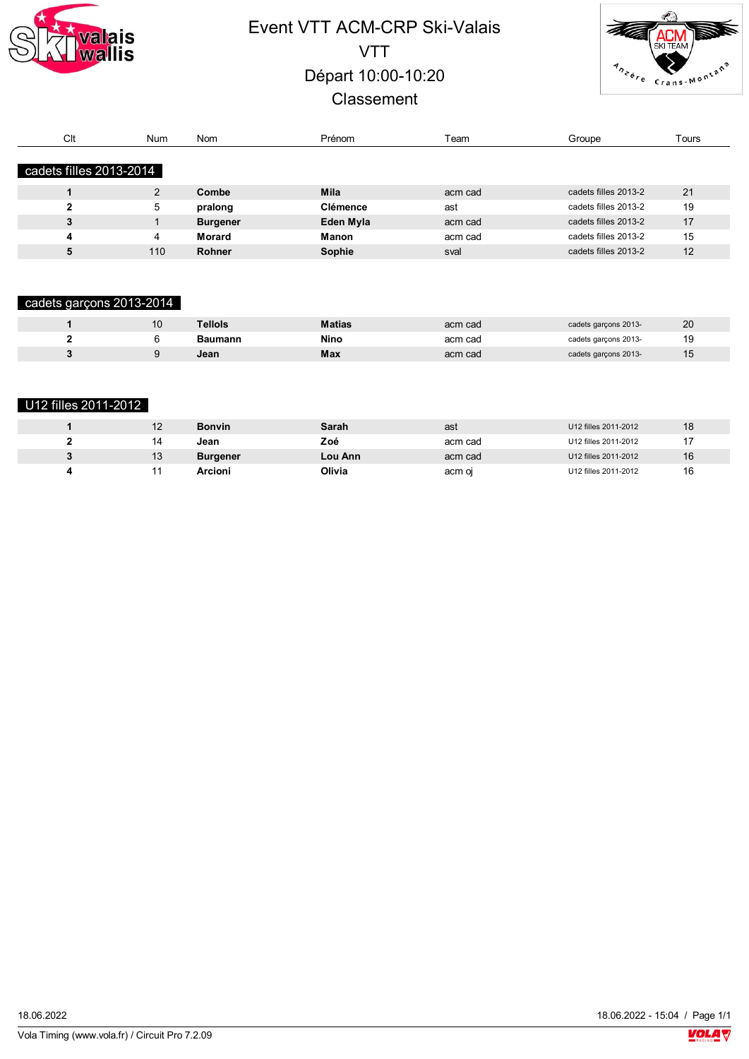# Event VTT ACM-CRP Ski-Valais

## VTT

## Départ 10:00-10:20

## Classement

| Clt | Num | Nom | Prénom | Team | Groupe | Tours |
|---|---|---|---|---|---|---|
| **cadets filles 2013-2014** | | | | | | |
| **1** | 2 | **Combe** | **Mila** | acm cad | cadets filles 2013-2 | 21 |
| **2** | 5 | **pralong** | **Clémence** | ast | cadets filles 2013-2 | 19 |
| **3** | 1 | **Burgener** | **Eden Myla** | acm cad | cadets filles 2013-2 | 17 |
| **4** | 4 | **Morard** | **Manon** | acm cad | cadets filles 2013-2 | 15 |
| **5** | 110 | **Rohner** | **Sophie** | sval | cadets filles 2013-2 | 12 |
| **cadets garçons 2013-2014** | | | | | | |
| **1** | 10 | **Tellols** | **Matias** | acm cad | cadets garçons 2013- | 20 |
| **2** | 6 | **Baumann** | **Nino** | acm cad | cadets garçons 2013- | 19 |
| **3** | 9 | **Jean** | **Max** | acm cad | cadets garçons 2013- | 15 |
| **U12 filles 2011-2012** | | | | | | |
| **1** | 12 | **Bonvin** | **Sarah** | ast | U12 filles 2011-2012 | 18 |
| **2** | 14 | **Jean** | **Zoé** | acm cad | U12 filles 2011-2012 | 17 |
| **3** | 13 | **Burgener** | **Lou Ann** | acm cad | U12 filles 2011-2012 | 16 |
| **4** | 11 | **Arcioni** | **Olivia** | acm oj | U12 filles 2011-2012 | 16 |

18.06.2022

18.06.2022 - 15:04

Vola Timing (www.vola.fr) / Circuit Pro 7.2.09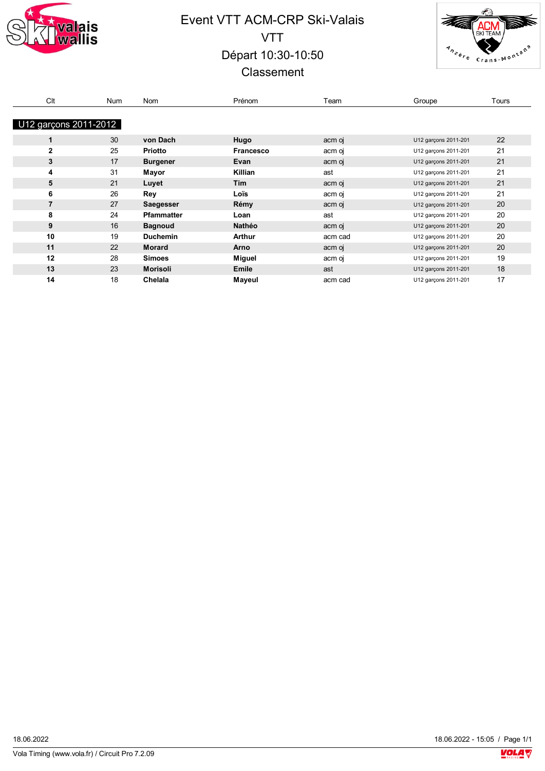# Event VTT ACM-CRP Ski-Valais

## VTT

## Départ 10:30-10:50

## Classement

| Clt | Num | Nom | Prénom | Team | Groupe | Tours |
|---|---|---|---|---|---|---|
| **U12 garçons 2011-2012** | | | | | | |
| **1** | 30 | **von Dach** | **Hugo** | acm oj | U12 garçons 2011-201 | 22 |
| **2** | 25 | **Priotto** | **Francesco** | acm oj | U12 garçons 2011-201 | 21 |
| **3** | 17 | **Burgener** | **Evan** | acm oj | U12 garçons 2011-201 | 21 |
| **4** | 31 | **Mayor** | **Killian** | ast | U12 garçons 2011-201 | 21 |
| **5** | 21 | **Luyet** | **Tim** | acm oj | U12 garçons 2011-201 | 21 |
| **6** | 26 | **Rey** | **Loïs** | acm oj | U12 garçons 2011-201 | 21 |
| **7** | 27 | **Saegesser** | **Rémy** | acm oj | U12 garçons 2011-201 | 20 |
| **8** | 24 | **Pfammatter** | **Loan** | ast | U12 garçons 2011-201 | 20 |
| **9** | 16 | **Bagnoud** | **Nathéo** | acm oj | U12 garçons 2011-201 | 20 |
| **10** | 19 | **Duchemin** | **Arthur** | acm cad | U12 garçons 2011-201 | 20 |
| **11** | 22 | **Morard** | **Arno** | acm oj | U12 garçons 2011-201 | 20 |
| **12** | 28 | **Simoes** | **Miguel** | acm oj | U12 garçons 2011-201 | 19 |
| **13** | 23 | **Morisoli** | **Emile** | ast | U12 garçons 2011-201 | 18 |
| **14** | 18 | **Chelala** | **Mayeul** | acm cad | U12 garçons 2011-201 | 17 |

18.06.2022

18.06.2022 - 15:05

Vola Timing (www.vola.fr) / Circuit Pro 7.2.09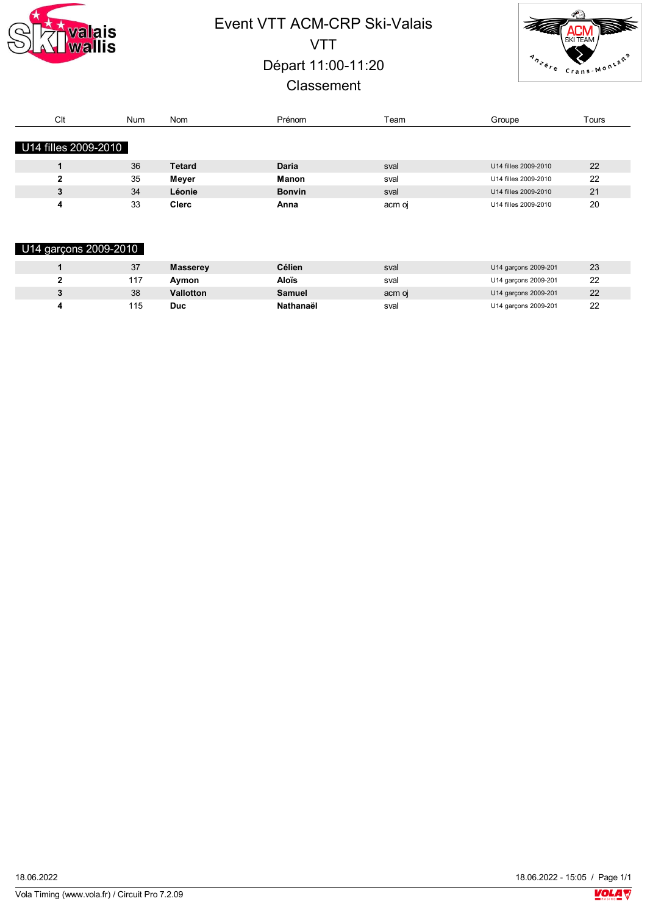# Event VTT ACM-CRP Ski-Valais

## VTT

## Départ 11:00-11:20

## Classement

### U14 filles 2009-2010

| Clt | Num | Nom | Prénom | Team | Groupe | Tours |
|---|---|---|---|---|---|---|
| **1** | 36 | **Tetard** | **Daria** | sval | U14 filles 2009-2010 | 22 |
| **2** | 35 | **Meyer** | **Manon** | sval | U14 filles 2009-2010 | 22 |
| **3** | 34 | **Léonie** | **Bonvin** | sval | U14 filles 2009-2010 | 21 |
| **4** | 33 | **Clerc** | **Anna** | acm oj | U14 filles 2009-2010 | 20 |

### U14 garçons 2009-2010

| Clt | Num | Nom | Prénom | Team | Groupe | Tours |
|---|---|---|---|---|---|---|
| **1** | 37 | **Masserey** | **Célien** | sval | U14 garçons 2009-201 | 23 |
| **2** | 117 | **Aymon** | **Aloïs** | sval | U14 garçons 2009-201 | 22 |
| **3** | 38 | **Vallotton** | **Samuel** | acm oj | U14 garçons 2009-201 | 22 |
| **4** | 115 | **Duc** | **Nathanaël** | sval | U14 garçons 2009-201 | 22 |

18.06.2022

18.06.2022 - 15:05 / Page 1/1

Vola Timing (www.vola.fr) / Circuit Pro 7.2.09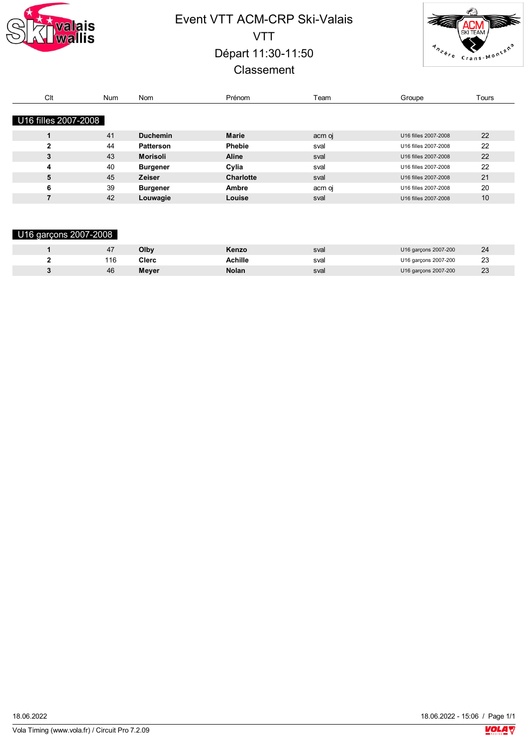# Event VTT ACM-CRP Ski-Valais

VTT

Départ 11:30-11:50

Classement

## U16 filles 2007-2008

| Clt | Num | Nom | Prénom | Team | Groupe | Tours |
|---|---|---|---|---|---|---|
| **1** | 41 | **Duchemin** | **Marie** | acm oj | U16 filles 2007-2008 | 22 |
| **2** | 44 | **Patterson** | **Phebie** | sval | U16 filles 2007-2008 | 22 |
| **3** | 43 | **Morisoli** | **Aline** | sval | U16 filles 2007-2008 | 22 |
| **4** | 40 | **Burgener** | **Cylia** | sval | U16 filles 2007-2008 | 22 |
| **5** | 45 | **Zeiser** | **Charlotte** | sval | U16 filles 2007-2008 | 21 |
| **6** | 39 | **Burgener** | **Ambre** | acm oj | U16 filles 2007-2008 | 20 |
| **7** | 42 | **Louwagie** | **Louise** | sval | U16 filles 2007-2008 | 10 |

## U16 garçons 2007-2008

| Clt | Num | Nom | Prénom | Team | Groupe | Tours |
|---|---|---|---|---|---|---|
| **1** | 47 | **Olby** | **Kenzo** | sval | U16 garçons 2007-200 | 24 |
| **2** | 116 | **Clerc** | **Achille** | sval | U16 garçons 2007-200 | 23 |
| **3** | 46 | **Meyer** | **Nolan** | sval | U16 garçons 2007-200 | 23 |

18.06.2022 — 18.06.2022 - 15:06

Vola Timing (www.vola.fr) / Circuit Pro 7.2.09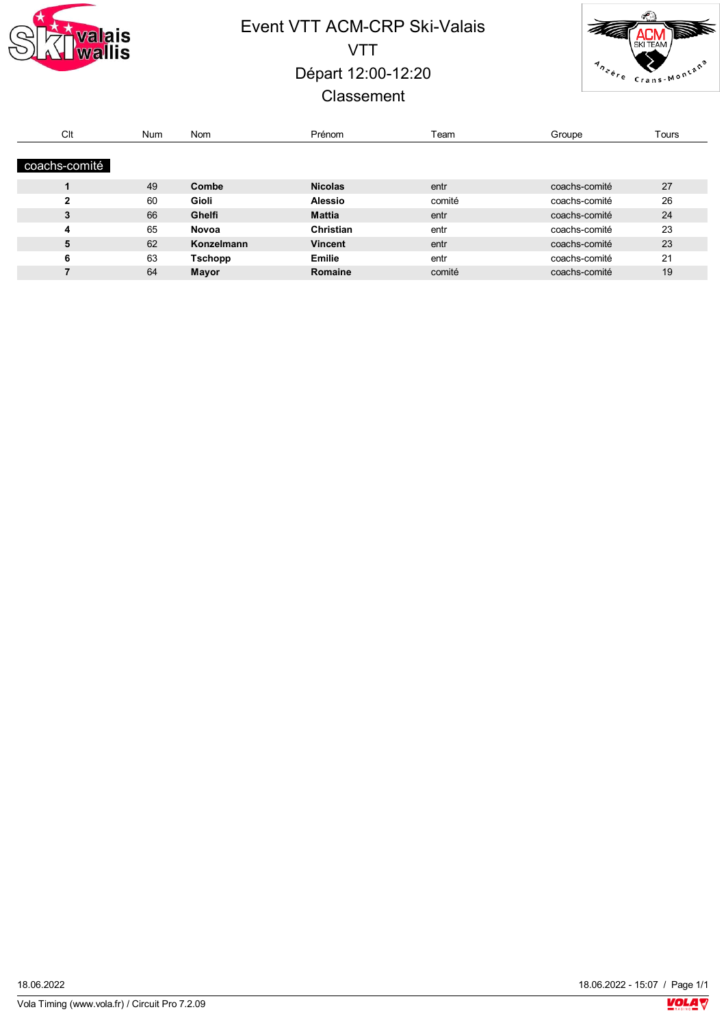# Event VTT ACM-CRP Ski-Valais

## VTT

## Départ 12:00-12:20

## Classement

### coachs-comité

| Clt | Num | Nom | Prénom | Team | Groupe | Tours |
|---|---|---|---|---|---|---|
| **1** | 49 | **Combe** | **Nicolas** | entr | coachs-comité | 27 |
| **2** | 60 | **Gioli** | **Alessio** | comité | coachs-comité | 26 |
| **3** | 66 | **Ghelfi** | **Mattia** | entr | coachs-comité | 24 |
| **4** | 65 | **Novoa** | **Christian** | entr | coachs-comité | 23 |
| **5** | 62 | **Konzelmann** | **Vincent** | entr | coachs-comité | 23 |
| **6** | 63 | **Tschopp** | **Emilie** | entr | coachs-comité | 21 |
| **7** | 64 | **Mayor** | **Romaine** | comité | coachs-comité | 19 |

18.06.2022

18.06.2022 - 15:07

Vola Timing (www.vola.fr) / Circuit Pro 7.2.09